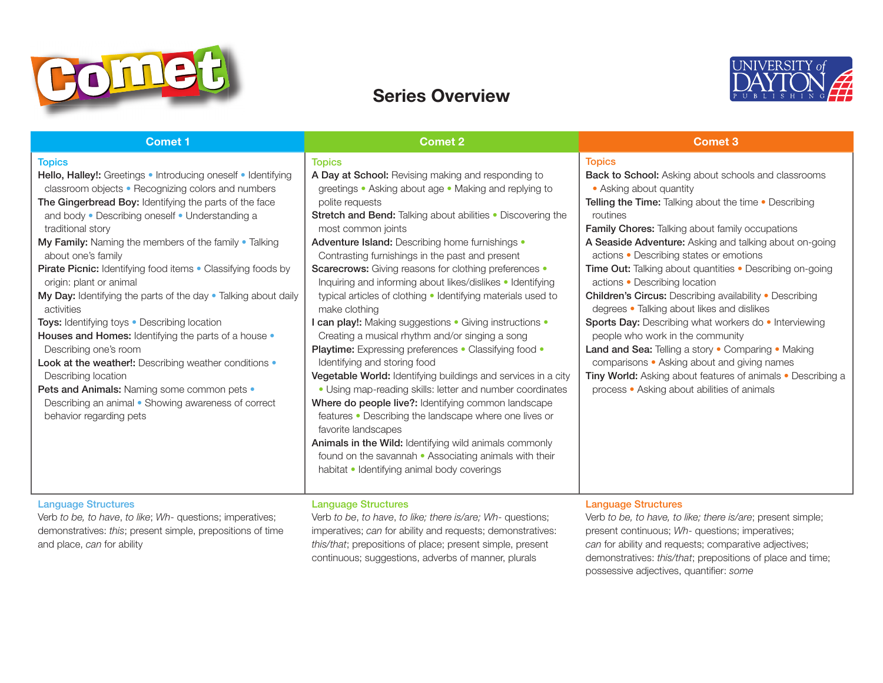# Comet

## Series Overview

UNIVERSITY of DAYTON PUBLISHING

| Comet 1 | Comet 2 | Comet 3 |
|---|---|---|
| **Topics**<br>**Hello, Halley!:** Greetings • Introducing oneself • Identifying classroom objects • Recognizing colors and numbers<br>**The Gingerbread Boy:** Identifying the parts of the face and body • Describing oneself • Understanding a traditional story<br>**My Family:** Naming the members of the family • Talking about one's family<br>**Pirate Picnic:** Identifying food items • Classifying foods by origin: plant or animal<br>**My Day:** Identifying the parts of the day • Talking about daily activities<br>**Toys:** Identifying toys • Describing location<br>**Houses and Homes:** Identifying the parts of a house • Describing one's room<br>**Look at the weather!:** Describing weather conditions • Describing location<br>**Pets and Animals:** Naming some common pets • Describing an animal • Showing awareness of correct behavior regarding pets | **Topics**<br>**A Day at School:** Revising making and responding to greetings • Asking about age • Making and replying to polite requests<br>**Stretch and Bend:** Talking about abilities • Discovering the most common joints<br>**Adventure Island:** Describing home furnishings • Contrasting furnishings in the past and present<br>**Scarecrows:** Giving reasons for clothing preferences • Inquiring and informing about likes/dislikes • Identifying typical articles of clothing • Identifying materials used to make clothing<br>**I can play!:** Making suggestions • Giving instructions • Creating a musical rhythm and/or singing a song<br>**Playtime:** Expressing preferences • Classifying food • Identifying and storing food<br>**Vegetable World:** Identifying buildings and services in a city • Using map-reading skills: letter and number coordinates<br>**Where do people live?:** Identifying common landscape features • Describing the landscape where one lives or favorite landscapes<br>**Animals in the Wild:** Identifying wild animals commonly found on the savannah • Associating animals with their habitat • Identifying animal body coverings | **Topics**<br>**Back to School:** Asking about schools and classrooms • Asking about quantity<br>**Telling the Time:** Talking about the time • Describing routines<br>**Family Chores:** Talking about family occupations<br>**A Seaside Adventure:** Asking and talking about on-going actions • Describing states or emotions<br>**Time Out:** Talking about quantities • Describing on-going actions • Describing location<br>**Children's Circus:** Describing availability • Describing degrees • Talking about likes and dislikes<br>**Sports Day:** Describing what workers do • Interviewing people who work in the community<br>**Land and Sea:** Telling a story • Comparing • Making comparisons • Asking about and giving names<br>**Tiny World:** Asking about features of animals • Describing a process • Asking about abilities of animals |
| **Language Structures**<br>Verb *to be*, *to have*, *to like*; *Wh-* questions; imperatives; demonstratives: *this*; present simple, prepositions of time and place, *can* for ability | **Language Structures**<br>Verb *to be*, *to have*, *to like; there is/are; Wh-* questions; imperatives; *can* for ability and requests; demonstratives: *this/that*; prepositions of place; present simple, present continuous; suggestions, adverbs of manner, plurals | **Language Structures**<br>Verb *to be, to have, to like; there is/are*; present simple; present continuous; *Wh-* questions; imperatives; *can* for ability and requests; comparative adjectives; demonstratives: *this/that*; prepositions of place and time; possessive adjectives, quantifier: *some* |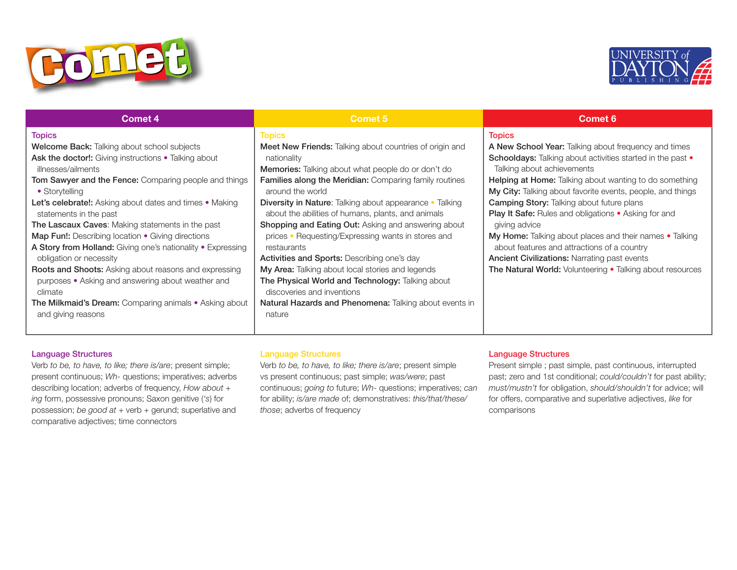| Comet 4 | Comet 5 | Comet 6 |
|---|---|---|
| **Topics**<br>**Welcome Back:** Talking about school subjects<br>**Ask the doctor!:** Giving instructions • Talking about illnesses/ailments<br>**Tom Sawyer and the Fence:** Comparing people and things • Storytelling<br>**Let's celebrate!:** Asking about dates and times • Making statements in the past<br>**The Lascaux Caves**: Making statements in the past<br>**Map Fun!:** Describing location • Giving directions<br>**A Story from Holland:** Giving one's nationality • Expressing obligation or necessity<br>**Roots and Shoots:** Asking about reasons and expressing purposes • Asking and answering about weather and climate<br>**The Milkmaid's Dream:** Comparing animals • Asking about and giving reasons | **Topics**<br>**Meet New Friends:** Talking about countries of origin and nationality<br>**Memories:** Talking about what people do or don't do<br>**Families along the Meridian:** Comparing family routines around the world<br>**Diversity in Nature**: Talking about appearance • Talking about the abilities of humans, plants, and animals<br>**Shopping and Eating Out:** Asking and answering about prices • Requesting/Expressing wants in stores and restaurants<br>**Activities and Sports:** Describing one's day<br>**My Area:** Talking about local stories and legends<br>**The Physical World and Technology:** Talking about discoveries and inventions<br>**Natural Hazards and Phenomena:** Talking about events in nature | **Topics**<br>**A New School Year:** Talking about frequency and times<br>**Schooldays:** Talking about activities started in the past • Talking about achievements<br>**Helping at Home:** Talking about wanting to do something<br>**My City:** Talking about favorite events, people, and things<br>**Camping Story:** Talking about future plans<br>**Play It Safe:** Rules and obligations • Asking for and giving advice<br>**My Home:** Talking about places and their names • Talking about features and attractions of a country<br>**Ancient Civilizations:** Narrating past events<br>**The Natural World:** Volunteering • Talking about resources |

### Language Structures (Comet 4)

Verb *to be, to have, to like; there is/are*; present simple; present continuous; *Wh-* questions; imperatives; adverbs describing location; adverbs of frequency, *How about* + *ing* form, possessive pronouns; Saxon genitive (*'s*) for possession; *be good at* + verb + gerund; superlative and comparative adjectives; time connectors

### Language Structures (Comet 5)

Verb *to be, to have, to like; there is/are*; present simple vs present continuous; past simple; *was/were*; past continuous; *going to* future; *Wh-* questions; imperatives; *can* for ability; *is/are made* of; demonstratives: *this/that/these/those*; adverbs of frequency

### Language Structures (Comet 6)

Present simple ; past simple, past continuous, interrupted past; zero and 1st conditional; *could/couldn't* for past ability; *must/mustn't* for obligation, *should/shouldn't* for advice; will for offers, comparative and superlative adjectives, *like* for comparisons